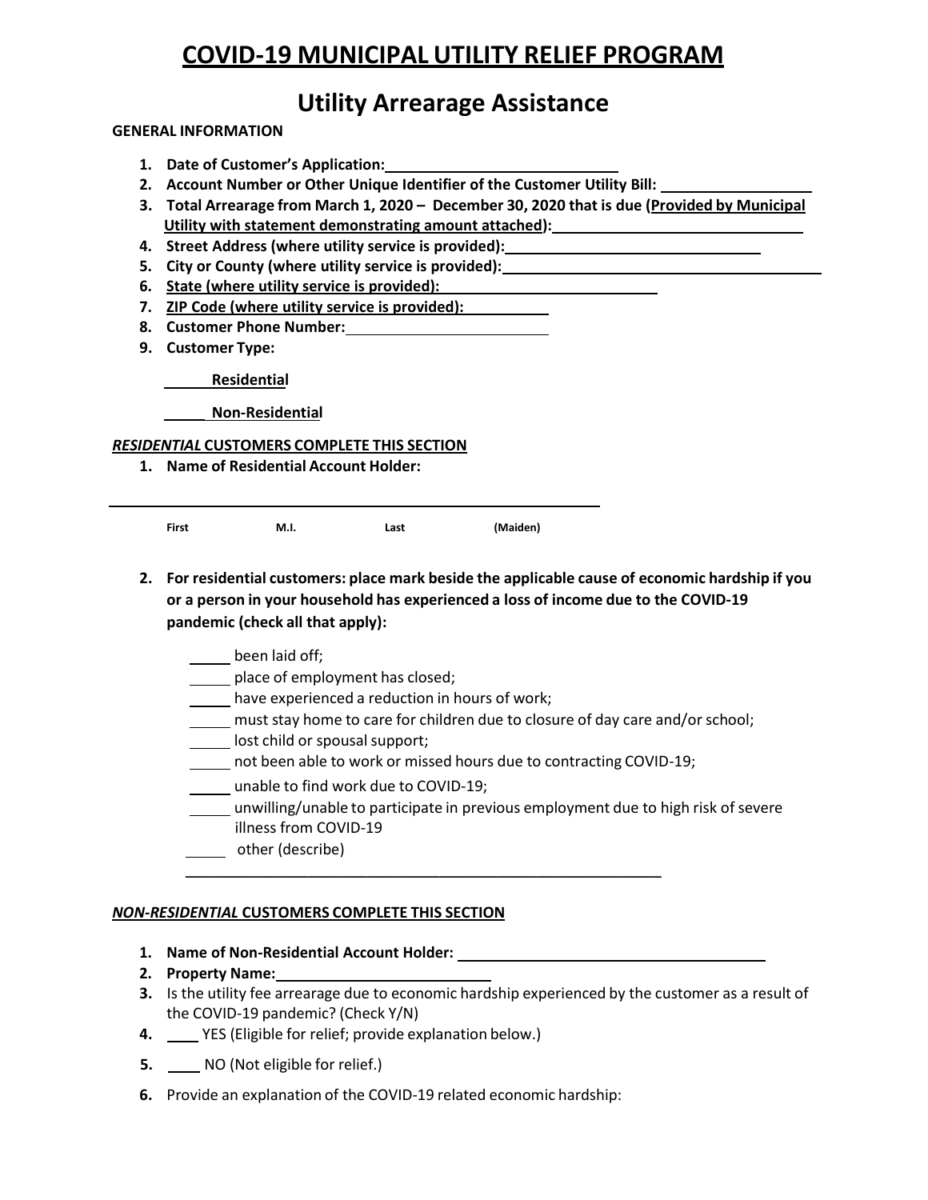# COVID-19 MUNICIPAL UTILITY RELIEF PROGRAM

## Utility Arrearage Assistance

**GENERAL INFORMATION**

1. **Date of Customer's Application:** ____________________________
2. **Account Number or Other Unique Identifier of the Customer Utility Bill:** ________________
3. **Total Arrearage from March 1, 2020 – December 30, 2020 that is due (Provided by Municipal Utility with statement demonstrating amount attached):** ____________________________
4. **Street Address (where utility service is provided):** ____________________________
5. **City or County (where utility service is provided):** ____________________________
6. **State (where utility service is provided):** ____________________________
7. **ZIP Code (where utility service is provided):** __________
8. **Customer Phone Number:** ______________________
9. **Customer Type:**

   _____ **Residential**

   _____ **Non-Residential**

***RESIDENTIAL*** **CUSTOMERS COMPLETE THIS SECTION**

1. **Name of Residential Account Holder:**

________________________________________________________

**First** **M.I.** **Last** **(Maiden)**

2. **For residential customers: place mark beside the applicable cause of economic hardship if you or a person in your household has experienced a loss of income due to the COVID-19 pandemic (check all that apply):**

   _____ been laid off;
   _____ place of employment has closed;
   _____ have experienced a reduction in hours of work;
   _____ must stay home to care for children due to closure of day care and/or school;
   _____ lost child or spousal support;
   _____ not been able to work or missed hours due to contracting COVID-19;
   _____ unable to find work due to COVID-19;
   _____ unwilling/unable to participate in previous employment due to high risk of severe illness from COVID-19
   _____ other (describe)

   ________________________________________________________

***NON-RESIDENTIAL*** **CUSTOMERS COMPLETE THIS SECTION**

1. **Name of Non-Residential Account Holder:** ____________________________
2. **Property Name:** ____________________________
3. Is the utility fee arrearage due to economic hardship experienced by the customer as a result of the COVID-19 pandemic? (Check Y/N)
4. ____ YES (Eligible for relief; provide explanation below.)
5. ____ NO (Not eligible for relief.)
6. Provide an explanation of the COVID-19 related economic hardship: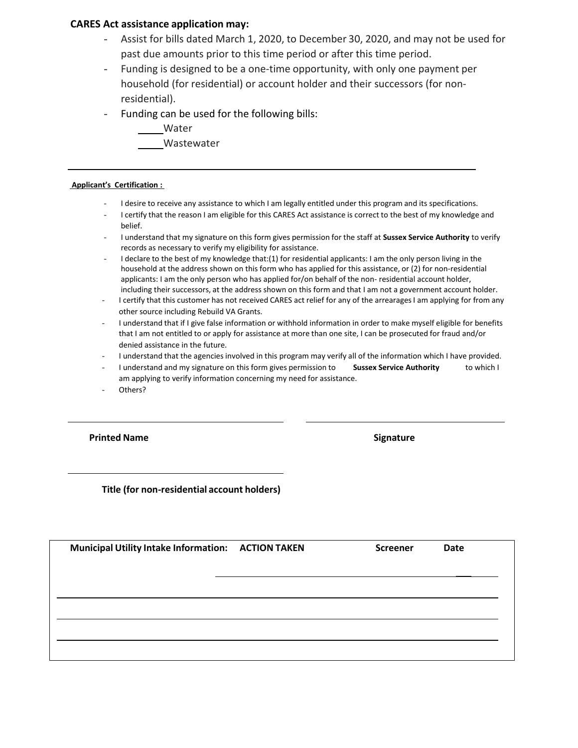**CARES Act assistance application may:**

- Assist for bills dated March 1, 2020, to December 30, 2020, and may not be used for past due amounts prior to this time period or after this time period.
- Funding is designed to be a one-time opportunity, with only one payment per household (for residential) or account holder and their successors (for non-residential).
- Funding can be used for the following bills:
  - ____Water
  - ____Wastewater

---

**Applicant's Certification :**

- I desire to receive any assistance to which I am legally entitled under this program and its specifications.
- I certify that the reason I am eligible for this CARES Act assistance is correct to the best of my knowledge and belief.
- I understand that my signature on this form gives permission for the staff at **Sussex Service Authority** to verify records as necessary to verify my eligibility for assistance.
- I declare to the best of my knowledge that:(1) for residential applicants: I am the only person living in the household at the address shown on this form who has applied for this assistance, or (2) for non-residential applicants: I am the only person who has applied for/on behalf of the non- residential account holder, including their successors, at the address shown on this form and that I am not a government account holder.
- I certify that this customer has not received CARES act relief for any of the arrearages I am applying for from any other source including Rebuild VA Grants.
- I understand that if I give false information or withhold information in order to make myself eligible for benefits that I am not entitled to or apply for assistance at more than one site, I can be prosecuted for fraud and/or denied assistance in the future.
- I understand that the agencies involved in this program may verify all of the information which I have provided.
- I understand and my signature on this form gives permission to **Sussex Service Authority** to which I am applying to verify information concerning my need for assistance.
- Others?

______________________________ ______________________________

**Printed Name** **Signature**

______________________________

**Title (for non-residential account holders)**

| **Municipal Utility Intake Information:** | **ACTION TAKEN** | **Screener** | **Date** |
|---|---|---|---|
| | | | |
| | | | |
| | | | |
| | | | |